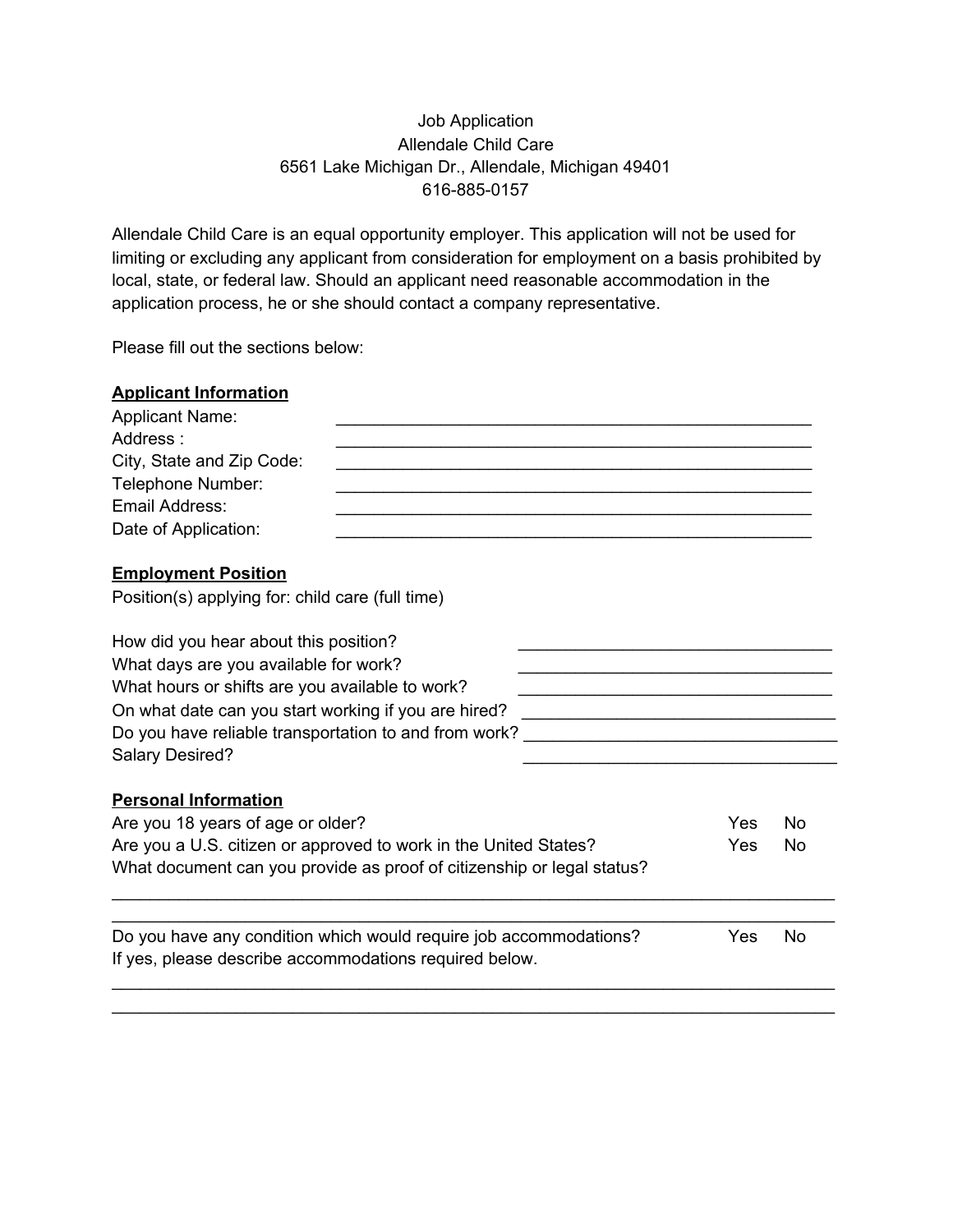Job Application
Allendale Child Care
6561 Lake Michigan Dr., Allendale, Michigan 49401
616-885-0157

Allendale Child Care is an equal opportunity employer. This application will not be used for limiting or excluding any applicant from consideration for employment on a basis prohibited by local, state, or federal law. Should an applicant need reasonable accommodation in the application process, he or she should contact a company representative.

Please fill out the sections below:

**Applicant Information**

Applicant Name: ____________________________________________________

Address : ____________________________________________________

City, State and Zip Code: ____________________________________________________

Telephone Number: ____________________________________________________

Email Address: ____________________________________________________

Date of Application: ____________________________________________________

**Employment Position**

Position(s) applying for: child care (full time)

How did you hear about this position? __________________________________

What days are you available for work? __________________________________

What hours or shifts are you available to work? __________________________________

On what date can you start working if you are hired? __________________________________

Do you have reliable transportation to and from work? __________________________________

Salary Desired? __________________________________

**Personal Information**

Are you 18 years of age or older? Yes No

Are you a U.S. citizen or approved to work in the United States? Yes No

What document can you provide as proof of citizenship or legal status?

______________________________________________________________________________

______________________________________________________________________________

Do you have any condition which would require job accommodations? Yes No

If yes, please describe accommodations required below.

______________________________________________________________________________

______________________________________________________________________________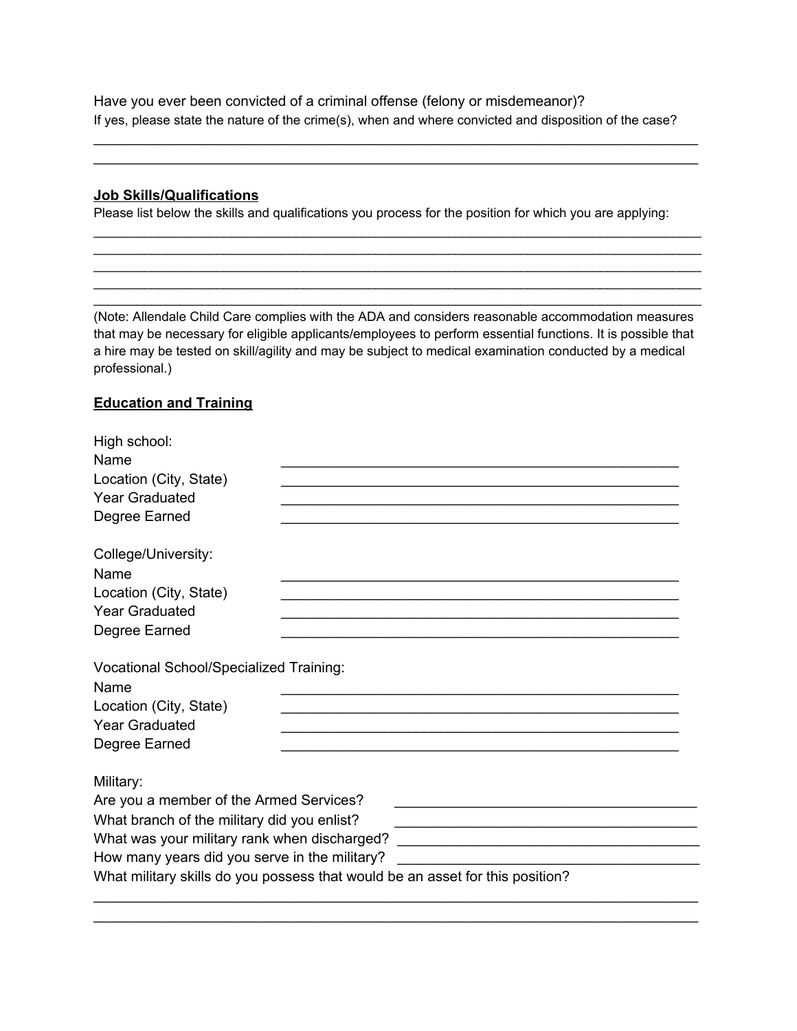Have you ever been convicted of a criminal offense (felony or misdemeanor)?

If yes, please state the nature of the crime(s), when and where convicted and disposition of the case?

_______________________________________________________________________________
_______________________________________________________________________________

**Job Skills/Qualifications**

Please list below the skills and qualifications you process for the position for which you are applying:

_______________________________________________________________________________
_______________________________________________________________________________
_______________________________________________________________________________
_______________________________________________________________________________
_______________________________________________________________________________

(Note: Allendale Child Care complies with the ADA and considers reasonable accommodation measures that may be necessary for eligible applicants/employees to perform essential functions. It is possible that a hire may be tested on skill/agility and may be subject to medical examination conducted by a medical professional.)

**Education and Training**

High school:
Name _______________________________________________
Location (City, State) _______________________________________________
Year Graduated _______________________________________________
Degree Earned _______________________________________________

College/University:
Name _______________________________________________
Location (City, State) _______________________________________________
Year Graduated _______________________________________________
Degree Earned _______________________________________________

Vocational School/Specialized Training:
Name _______________________________________________
Location (City, State) _______________________________________________
Year Graduated _______________________________________________
Degree Earned _______________________________________________

Military:
Are you a member of the Armed Services? ___________________________________
What branch of the military did you enlist? ___________________________________
What was your military rank when discharged? ___________________________________
How many years did you serve in the military? ___________________________________
What military skills do you possess that would be an asset for this position?

_______________________________________________________________________________
_______________________________________________________________________________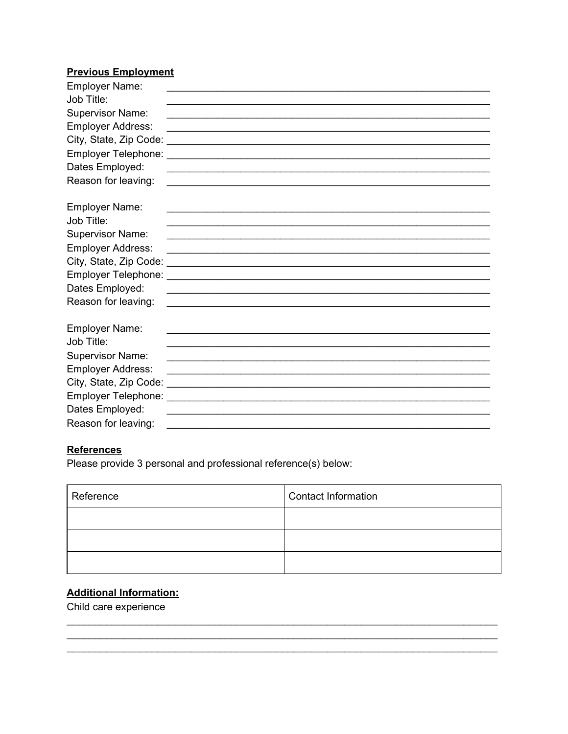**Previous Employment**

Employer Name: ____________________________________________________________
Job Title: ____________________________________________________________
Supervisor Name: ____________________________________________________________
Employer Address: ____________________________________________________________
City, State, Zip Code: ____________________________________________________________
Employer Telephone: ____________________________________________________________
Dates Employed: ____________________________________________________________
Reason for leaving: ____________________________________________________________

Employer Name: ____________________________________________________________
Job Title: ____________________________________________________________
Supervisor Name: ____________________________________________________________
Employer Address: ____________________________________________________________
City, State, Zip Code: ____________________________________________________________
Employer Telephone: ____________________________________________________________
Dates Employed: ____________________________________________________________
Reason for leaving: ____________________________________________________________

Employer Name: ____________________________________________________________
Job Title: ____________________________________________________________
Supervisor Name: ____________________________________________________________
Employer Address: ____________________________________________________________
City, State, Zip Code: ____________________________________________________________
Employer Telephone: ____________________________________________________________
Dates Employed: ____________________________________________________________
Reason for leaving: ____________________________________________________________

**References**

Please provide 3 personal and professional reference(s) below:

| Reference | Contact Information |
|---|---|
| | |
| | |
| | |

**Additional Information:**

Child care experience

________________________________________________________________________________
________________________________________________________________________________
________________________________________________________________________________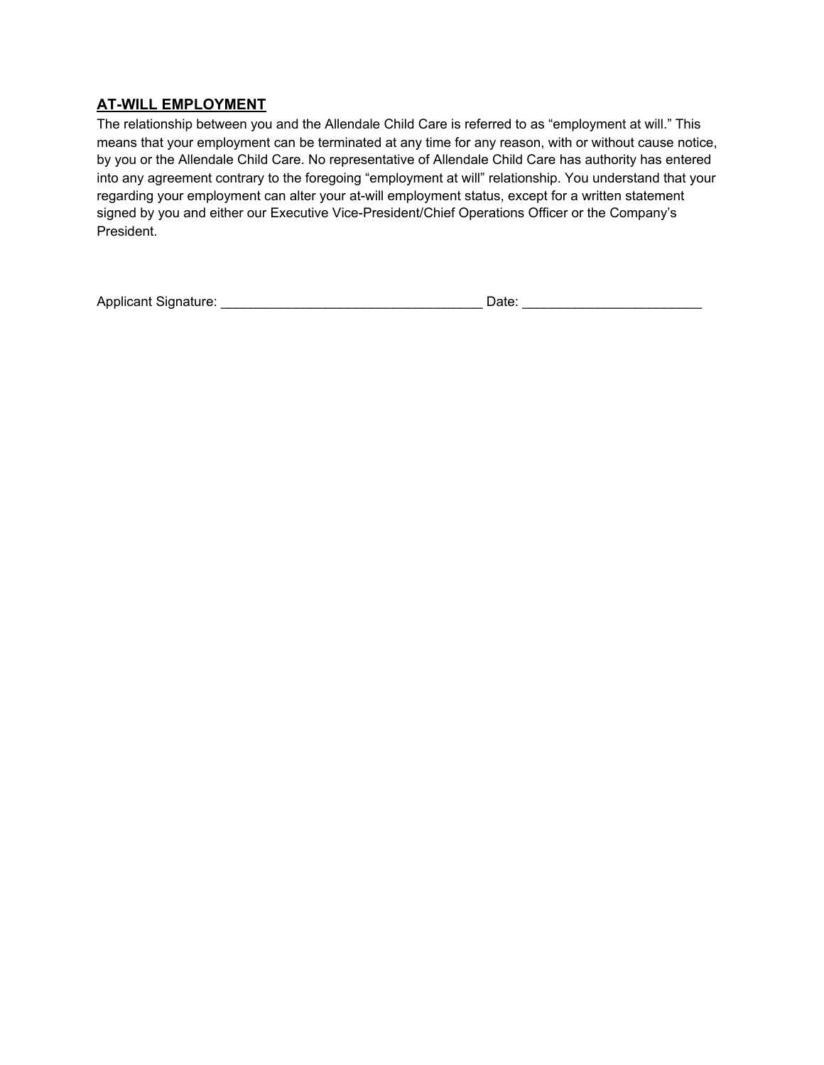## AT-WILL EMPLOYMENT

The relationship between you and the Allendale Child Care is referred to as "employment at will." This means that your employment can be terminated at any time for any reason, with or without cause notice, by you or the Allendale Child Care. No representative of Allendale Child Care has authority has entered into any agreement contrary to the foregoing "employment at will" relationship. You understand that your regarding your employment can alter your at-will employment status, except for a written statement signed by you and either our Executive Vice-President/Chief Operations Officer or the Company's President.

Applicant Signature: ___________________________________ Date: _______________________